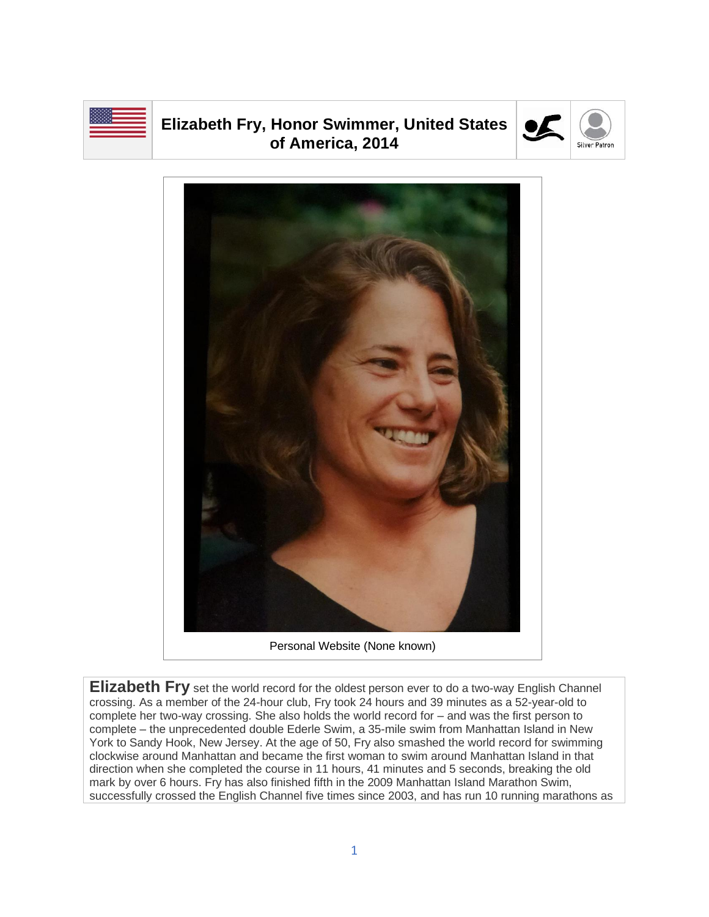# Elizabeth Fry, Honor Swimmer, United States of America, 2014

Silver Patron

Personal Website (None known)

**Elizabeth Fry** set the world record for the oldest person ever to do a two-way English Channel crossing. As a member of the 24-hour club, Fry took 24 hours and 39 minutes as a 52-year-old to complete her two-way crossing. She also holds the world record for – and was the first person to complete – the unprecedented double Ederle Swim, a 35-mile swim from Manhattan Island in New York to Sandy Hook, New Jersey. At the age of 50, Fry also smashed the world record for swimming clockwise around Manhattan and became the first woman to swim around Manhattan Island in that direction when she completed the course in 11 hours, 41 minutes and 5 seconds, breaking the old mark by over 6 hours. Fry has also finished fifth in the 2009 Manhattan Island Marathon Swim, successfully crossed the English Channel five times since 2003, and has run 10 running marathons as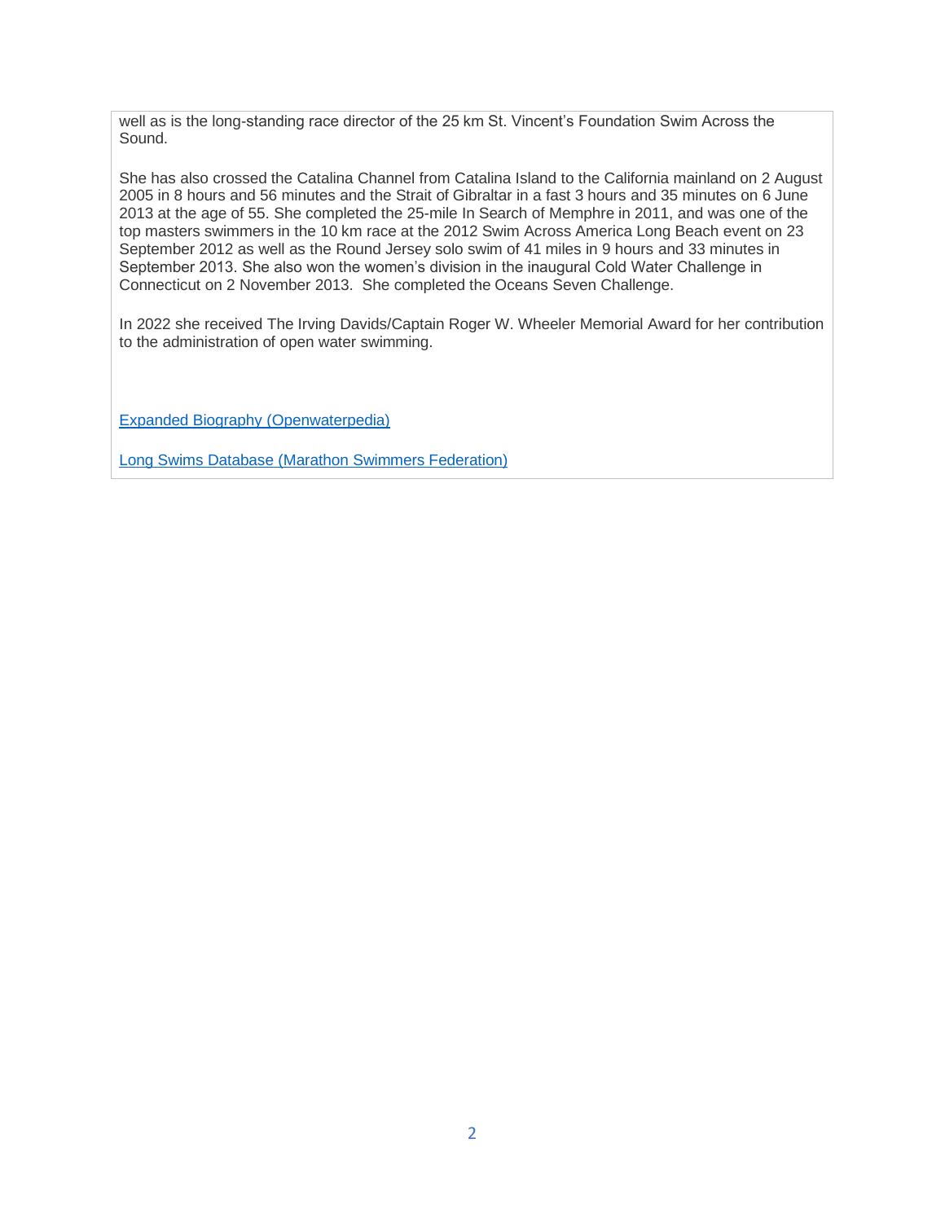well as is the long-standing race director of the 25 km St. Vincent's Foundation Swim Across the Sound.

She has also crossed the Catalina Channel from Catalina Island to the California mainland on 2 August 2005 in 8 hours and 56 minutes and the Strait of Gibraltar in a fast 3 hours and 35 minutes on 6 June 2013 at the age of 55. She completed the 25-mile In Search of Memphre in 2011, and was one of the top masters swimmers in the 10 km race at the 2012 Swim Across America Long Beach event on 23 September 2012 as well as the Round Jersey solo swim of 41 miles in 9 hours and 33 minutes in September 2013. She also won the women's division in the inaugural Cold Water Challenge in Connecticut on 2 November 2013. She completed the Oceans Seven Challenge.

In 2022 she received The Irving Davids/Captain Roger W. Wheeler Memorial Award for her contribution to the administration of open water swimming.

Expanded Biography (Openwaterpedia)

Long Swims Database (Marathon Swimmers Federation)